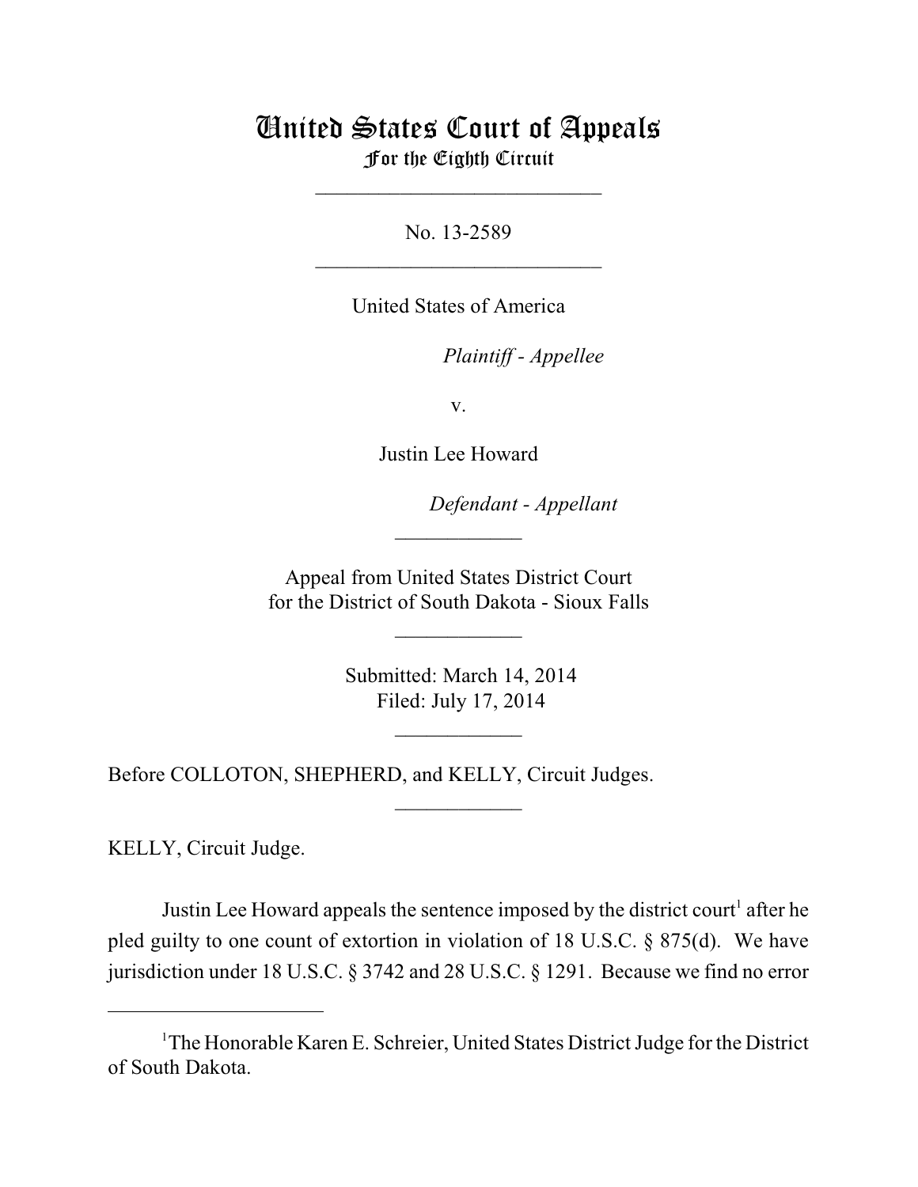# United States Court of Appeals
## For the Eighth Circuit

___________________________

No. 13-2589

___________________________

United States of America

*Plaintiff - Appellee*

v.

Justin Lee Howard

*Defendant - Appellant*

____________

Appeal from United States District Court
for the District of South Dakota - Sioux Falls

____________

Submitted: March 14, 2014
Filed: July 17, 2014

____________

Before COLLOTON, SHEPHERD, and KELLY, Circuit Judges.

____________

KELLY, Circuit Judge.

Justin Lee Howard appeals the sentence imposed by the district court[1] after he pled guilty to one count of extortion in violation of 18 U.S.C. § 875(d). We have jurisdiction under 18 U.S.C. § 3742 and 28 U.S.C. § 1291. Because we find no error

---

[1]The Honorable Karen E. Schreier, United States District Judge for the District of South Dakota.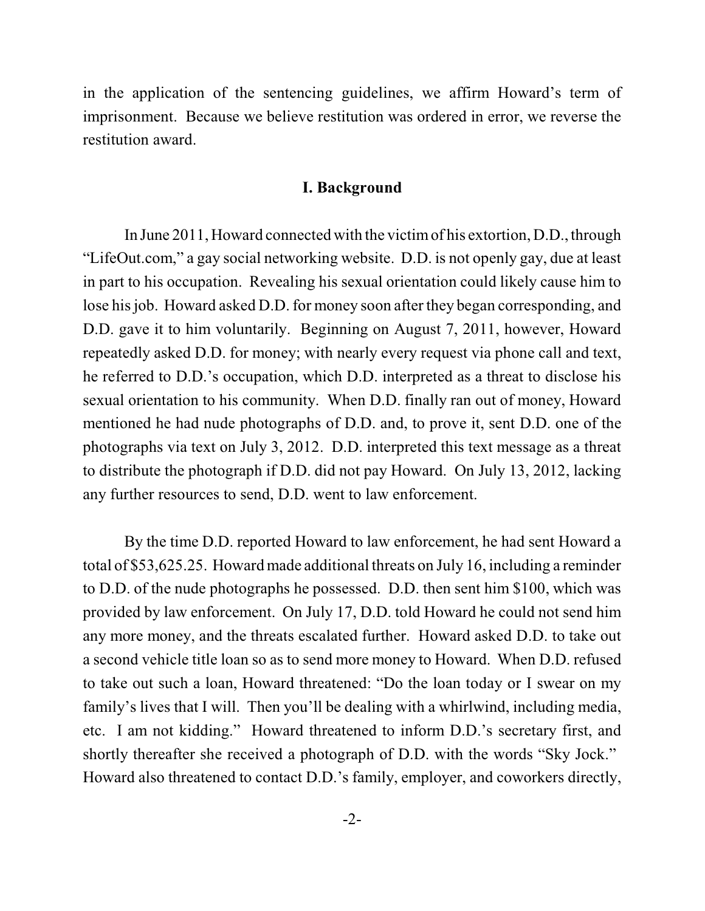in the application of the sentencing guidelines, we affirm Howard's term of imprisonment. Because we believe restitution was ordered in error, we reverse the restitution award.

## I. Background

In June 2011, Howard connected with the victim of his extortion, D.D., through "LifeOut.com," a gay social networking website. D.D. is not openly gay, due at least in part to his occupation. Revealing his sexual orientation could likely cause him to lose his job. Howard asked D.D. for money soon after they began corresponding, and D.D. gave it to him voluntarily. Beginning on August 7, 2011, however, Howard repeatedly asked D.D. for money; with nearly every request via phone call and text, he referred to D.D.'s occupation, which D.D. interpreted as a threat to disclose his sexual orientation to his community. When D.D. finally ran out of money, Howard mentioned he had nude photographs of D.D. and, to prove it, sent D.D. one of the photographs via text on July 3, 2012. D.D. interpreted this text message as a threat to distribute the photograph if D.D. did not pay Howard. On July 13, 2012, lacking any further resources to send, D.D. went to law enforcement.

By the time D.D. reported Howard to law enforcement, he had sent Howard a total of $53,625.25. Howard made additional threats on July 16, including a reminder to D.D. of the nude photographs he possessed. D.D. then sent him $100, which was provided by law enforcement. On July 17, D.D. told Howard he could not send him any more money, and the threats escalated further. Howard asked D.D. to take out a second vehicle title loan so as to send more money to Howard. When D.D. refused to take out such a loan, Howard threatened: "Do the loan today or I swear on my family's lives that I will. Then you'll be dealing with a whirlwind, including media, etc. I am not kidding." Howard threatened to inform D.D.'s secretary first, and shortly thereafter she received a photograph of D.D. with the words "Sky Jock." Howard also threatened to contact D.D.'s family, employer, and coworkers directly,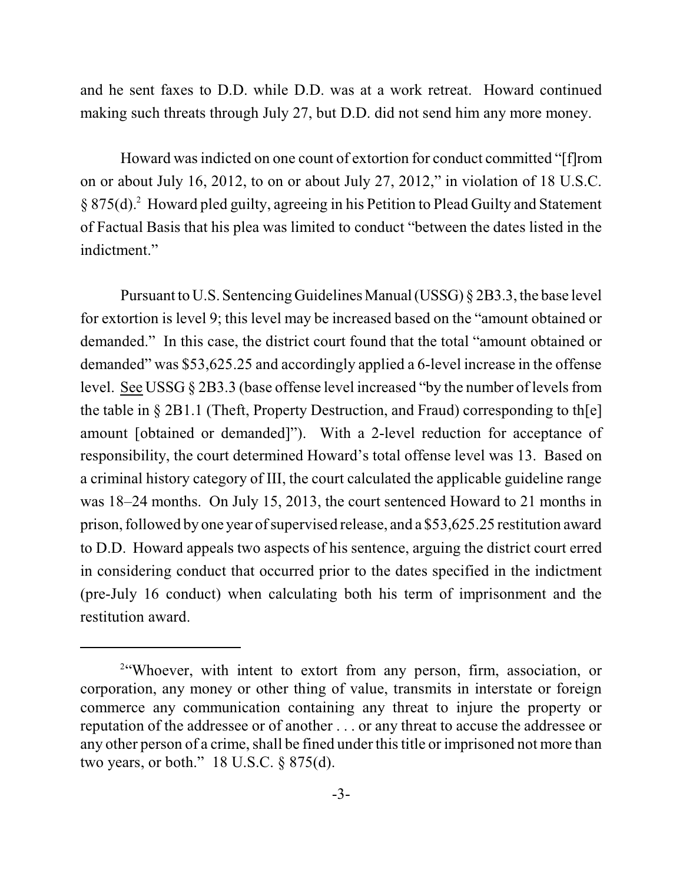and he sent faxes to D.D. while D.D. was at a work retreat. Howard continued making such threats through July 27, but D.D. did not send him any more money.

Howard was indicted on one count of extortion for conduct committed "[f]rom on or about July 16, 2012, to on or about July 27, 2012," in violation of 18 U.S.C. § 875(d).[2] Howard pled guilty, agreeing in his Petition to Plead Guilty and Statement of Factual Basis that his plea was limited to conduct "between the dates listed in the indictment."

Pursuant to U.S. Sentencing Guidelines Manual (USSG) § 2B3.3, the base level for extortion is level 9; this level may be increased based on the "amount obtained or demanded." In this case, the district court found that the total "amount obtained or demanded" was $53,625.25 and accordingly applied a 6-level increase in the offense level. See USSG § 2B3.3 (base offense level increased "by the number of levels from the table in § 2B1.1 (Theft, Property Destruction, and Fraud) corresponding to th[e] amount [obtained or demanded]"). With a 2-level reduction for acceptance of responsibility, the court determined Howard's total offense level was 13. Based on a criminal history category of III, the court calculated the applicable guideline range was 18–24 months. On July 15, 2013, the court sentenced Howard to 21 months in prison, followed by one year of supervised release, and a $53,625.25 restitution award to D.D. Howard appeals two aspects of his sentence, arguing the district court erred in considering conduct that occurred prior to the dates specified in the indictment (pre-July 16 conduct) when calculating both his term of imprisonment and the restitution award.

---

[2]"Whoever, with intent to extort from any person, firm, association, or corporation, any money or other thing of value, transmits in interstate or foreign commerce any communication containing any threat to injure the property or reputation of the addressee or of another . . . or any threat to accuse the addressee or any other person of a crime, shall be fined under this title or imprisoned not more than two years, or both." 18 U.S.C. § 875(d).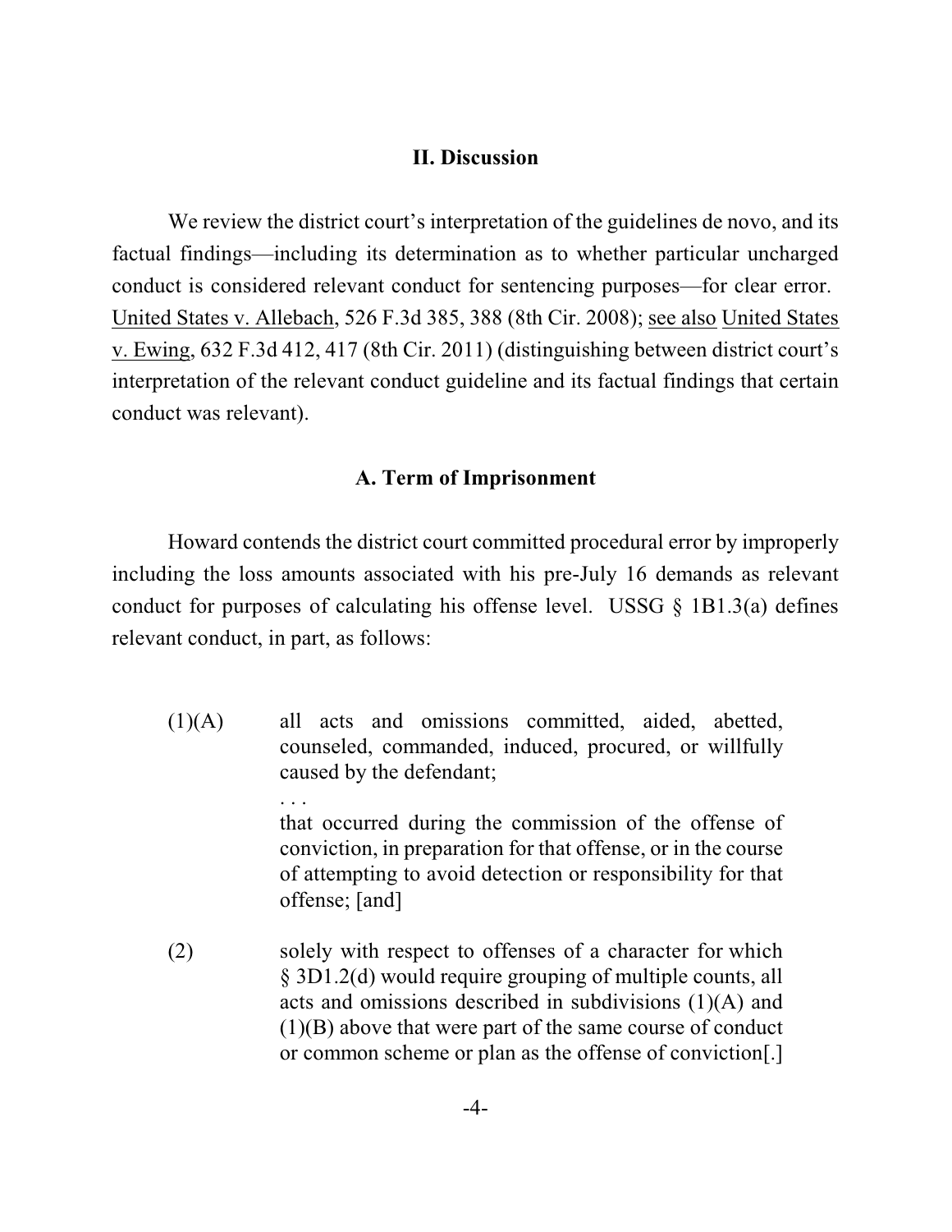## II. Discussion

We review the district court's interpretation of the guidelines de novo, and its factual findings—including its determination as to whether particular uncharged conduct is considered relevant conduct for sentencing purposes—for clear error. United States v. Allebach, 526 F.3d 385, 388 (8th Cir. 2008); see also United States v. Ewing, 632 F.3d 412, 417 (8th Cir. 2011) (distinguishing between district court's interpretation of the relevant conduct guideline and its factual findings that certain conduct was relevant).

### A. Term of Imprisonment

Howard contends the district court committed procedural error by improperly including the loss amounts associated with his pre-July 16 demands as relevant conduct for purposes of calculating his offense level. USSG § 1B1.3(a) defines relevant conduct, in part, as follows:

> (1)(A) all acts and omissions committed, aided, abetted, counseled, commanded, induced, procured, or willfully caused by the defendant;
>
> . . .
>
> that occurred during the commission of the offense of conviction, in preparation for that offense, or in the course of attempting to avoid detection or responsibility for that offense; [and]
>
> (2) solely with respect to offenses of a character for which § 3D1.2(d) would require grouping of multiple counts, all acts and omissions described in subdivisions (1)(A) and (1)(B) above that were part of the same course of conduct or common scheme or plan as the offense of conviction[.]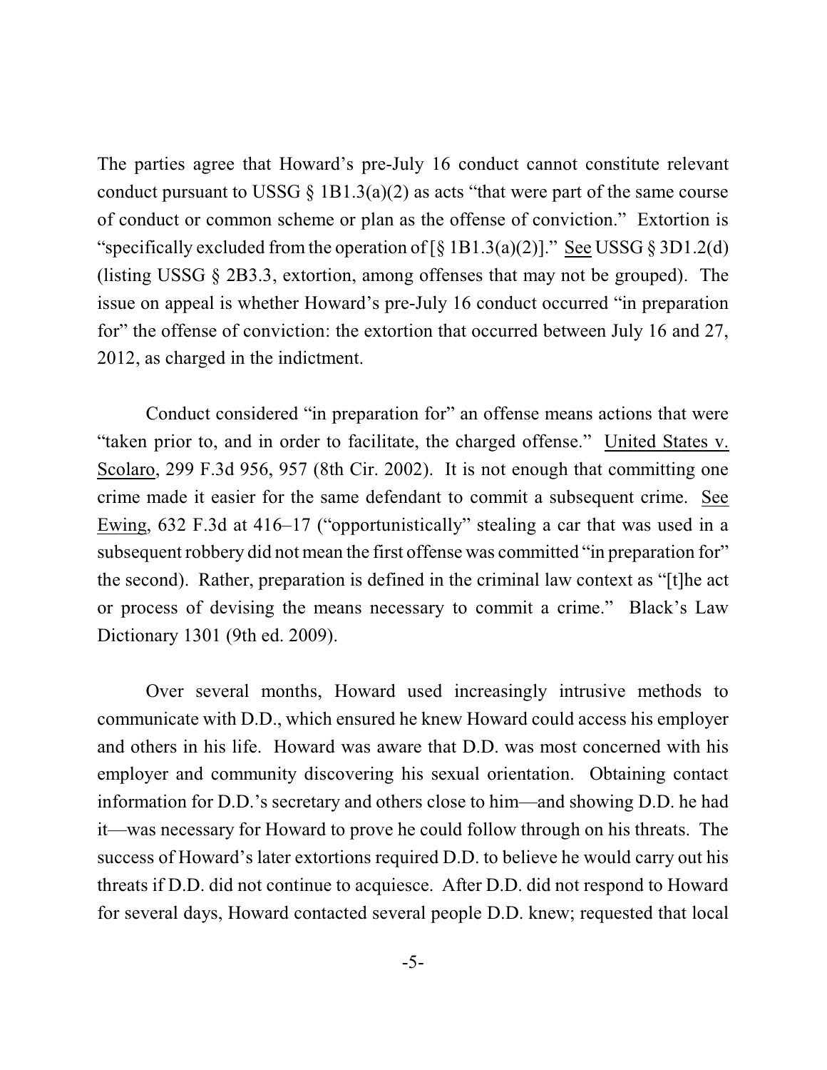The parties agree that Howard's pre-July 16 conduct cannot constitute relevant conduct pursuant to USSG § 1B1.3(a)(2) as acts "that were part of the same course of conduct or common scheme or plan as the offense of conviction." Extortion is "specifically excluded from the operation of [§ 1B1.3(a)(2)]." See USSG § 3D1.2(d) (listing USSG § 2B3.3, extortion, among offenses that may not be grouped). The issue on appeal is whether Howard's pre-July 16 conduct occurred "in preparation for" the offense of conviction: the extortion that occurred between July 16 and 27, 2012, as charged in the indictment.

Conduct considered "in preparation for" an offense means actions that were "taken prior to, and in order to facilitate, the charged offense." United States v. Scolaro, 299 F.3d 956, 957 (8th Cir. 2002). It is not enough that committing one crime made it easier for the same defendant to commit a subsequent crime. See Ewing, 632 F.3d at 416–17 ("opportunistically" stealing a car that was used in a subsequent robbery did not mean the first offense was committed "in preparation for" the second). Rather, preparation is defined in the criminal law context as "[t]he act or process of devising the means necessary to commit a crime." Black's Law Dictionary 1301 (9th ed. 2009).

Over several months, Howard used increasingly intrusive methods to communicate with D.D., which ensured he knew Howard could access his employer and others in his life. Howard was aware that D.D. was most concerned with his employer and community discovering his sexual orientation. Obtaining contact information for D.D.'s secretary and others close to him—and showing D.D. he had it—was necessary for Howard to prove he could follow through on his threats. The success of Howard's later extortions required D.D. to believe he would carry out his threats if D.D. did not continue to acquiesce. After D.D. did not respond to Howard for several days, Howard contacted several people D.D. knew; requested that local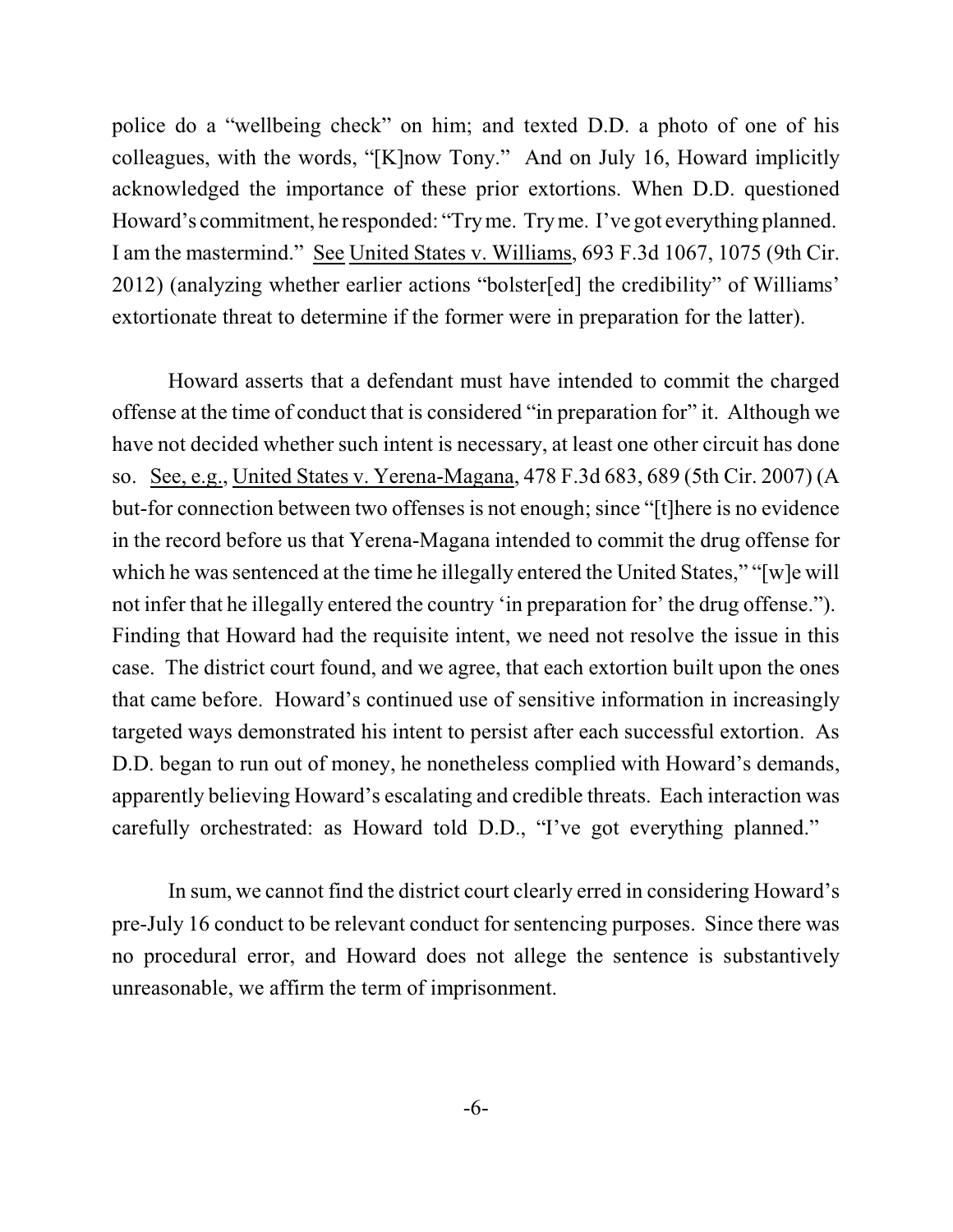police do a "wellbeing check" on him; and texted D.D. a photo of one of his colleagues, with the words, "[K]now Tony." And on July 16, Howard implicitly acknowledged the importance of these prior extortions. When D.D. questioned Howard's commitment, he responded: "Try me. Try me. I've got everything planned. I am the mastermind." See United States v. Williams, 693 F.3d 1067, 1075 (9th Cir. 2012) (analyzing whether earlier actions "bolster[ed] the credibility" of Williams' extortionate threat to determine if the former were in preparation for the latter).

Howard asserts that a defendant must have intended to commit the charged offense at the time of conduct that is considered "in preparation for" it. Although we have not decided whether such intent is necessary, at least one other circuit has done so. See, e.g., United States v. Yerena-Magana, 478 F.3d 683, 689 (5th Cir. 2007) (A but-for connection between two offenses is not enough; since "[t]here is no evidence in the record before us that Yerena-Magana intended to commit the drug offense for which he was sentenced at the time he illegally entered the United States," "[w]e will not infer that he illegally entered the country 'in preparation for' the drug offense."). Finding that Howard had the requisite intent, we need not resolve the issue in this case. The district court found, and we agree, that each extortion built upon the ones that came before. Howard's continued use of sensitive information in increasingly targeted ways demonstrated his intent to persist after each successful extortion. As D.D. began to run out of money, he nonetheless complied with Howard's demands, apparently believing Howard's escalating and credible threats. Each interaction was carefully orchestrated: as Howard told D.D., "I've got everything planned."

In sum, we cannot find the district court clearly erred in considering Howard's pre-July 16 conduct to be relevant conduct for sentencing purposes. Since there was no procedural error, and Howard does not allege the sentence is substantively unreasonable, we affirm the term of imprisonment.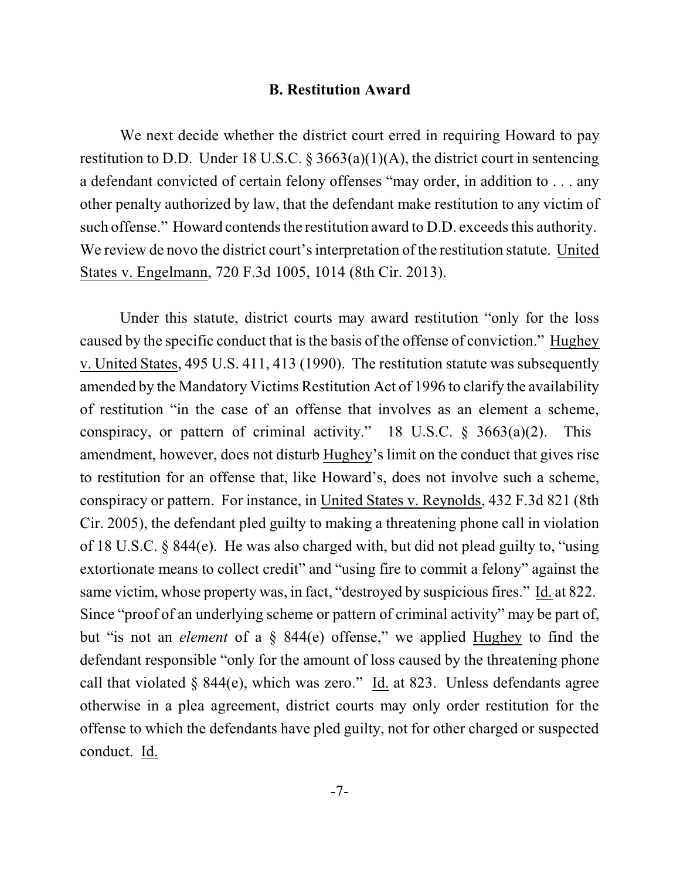### B. Restitution Award

We next decide whether the district court erred in requiring Howard to pay restitution to D.D. Under 18 U.S.C. § 3663(a)(1)(A), the district court in sentencing a defendant convicted of certain felony offenses "may order, in addition to . . . any other penalty authorized by law, that the defendant make restitution to any victim of such offense." Howard contends the restitution award to D.D. exceeds this authority. We review de novo the district court's interpretation of the restitution statute. United States v. Engelmann, 720 F.3d 1005, 1014 (8th Cir. 2013).

Under this statute, district courts may award restitution "only for the loss caused by the specific conduct that is the basis of the offense of conviction." Hughey v. United States, 495 U.S. 411, 413 (1990). The restitution statute was subsequently amended by the Mandatory Victims Restitution Act of 1996 to clarify the availability of restitution "in the case of an offense that involves as an element a scheme, conspiracy, or pattern of criminal activity." 18 U.S.C. § 3663(a)(2). This amendment, however, does not disturb Hughey's limit on the conduct that gives rise to restitution for an offense that, like Howard's, does not involve such a scheme, conspiracy or pattern. For instance, in United States v. Reynolds, 432 F.3d 821 (8th Cir. 2005), the defendant pled guilty to making a threatening phone call in violation of 18 U.S.C. § 844(e). He was also charged with, but did not plead guilty to, "using extortionate means to collect credit" and "using fire to commit a felony" against the same victim, whose property was, in fact, "destroyed by suspicious fires." Id. at 822. Since "proof of an underlying scheme or pattern of criminal activity" may be part of, but "is not an *element* of a § 844(e) offense," we applied Hughey to find the defendant responsible "only for the amount of loss caused by the threatening phone call that violated § 844(e), which was zero." Id. at 823. Unless defendants agree otherwise in a plea agreement, district courts may only order restitution for the offense to which the defendants have pled guilty, not for other charged or suspected conduct. Id.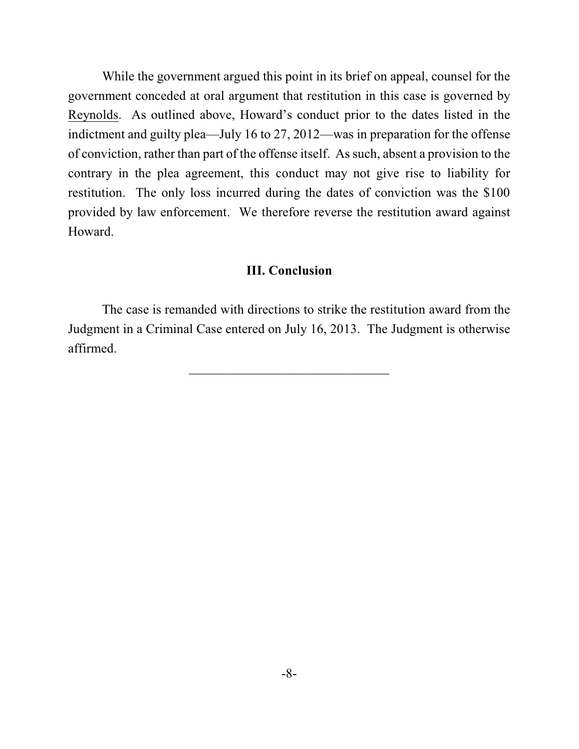While the government argued this point in its brief on appeal, counsel for the government conceded at oral argument that restitution in this case is governed by Reynolds. As outlined above, Howard's conduct prior to the dates listed in the indictment and guilty plea—July 16 to 27, 2012—was in preparation for the offense of conviction, rather than part of the offense itself. As such, absent a provision to the contrary in the plea agreement, this conduct may not give rise to liability for restitution. The only loss incurred during the dates of conviction was the $100 provided by law enforcement. We therefore reverse the restitution award against Howard.

### III. Conclusion

The case is remanded with directions to strike the restitution award from the Judgment in a Criminal Case entered on July 16, 2013. The Judgment is otherwise affirmed.

______________________________